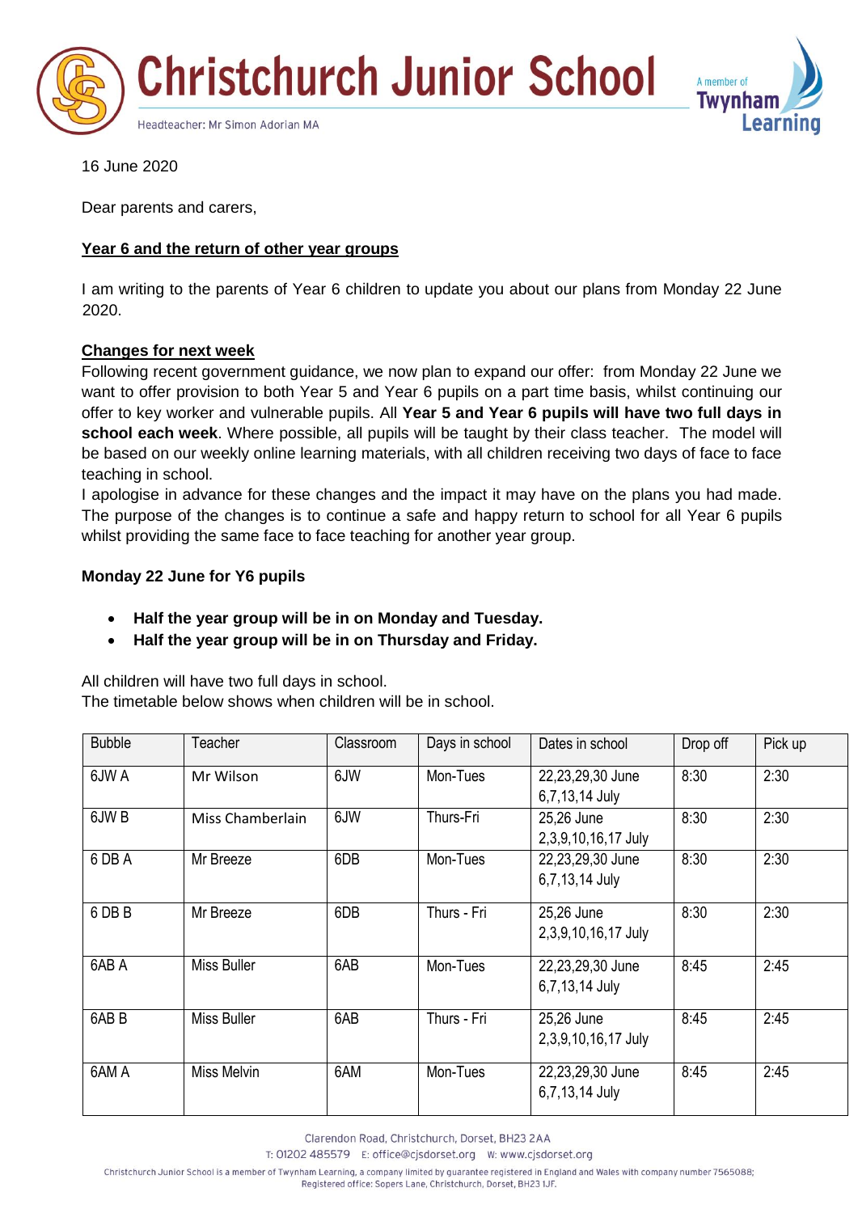# Christchurch Junior School

Headteacher: Mr Simon Adorian MA

A member of Twynham Learning

16 June 2020

Dear parents and carers,

**Year 6 and the return of other year groups**

I am writing to the parents of Year 6 children to update you about our plans from Monday 22 June 2020.

**Changes for next week**

Following recent government guidance, we now plan to expand our offer: from Monday 22 June we want to offer provision to both Year 5 and Year 6 pupils on a part time basis, whilst continuing our offer to key worker and vulnerable pupils. All **Year 5 and Year 6 pupils will have two full days in school each week**. Where possible, all pupils will be taught by their class teacher. The model will be based on our weekly online learning materials, with all children receiving two days of face to face teaching in school.

I apologise in advance for these changes and the impact it may have on the plans you had made. The purpose of the changes is to continue a safe and happy return to school for all Year 6 pupils whilst providing the same face to face teaching for another year group.

**Monday 22 June for Y6 pupils**

- **Half the year group will be in on Monday and Tuesday.**
- **Half the year group will be in on Thursday and Friday.**

All children will have two full days in school.
The timetable below shows when children will be in school.

| Bubble | Teacher | Classroom | Days in school | Dates in school | Drop off | Pick up |
|---|---|---|---|---|---|---|
| 6JW A | Mr Wilson | 6JW | Mon-Tues | 22,23,29,30 June 6,7,13,14 July | 8:30 | 2:30 |
| 6JW B | Miss Chamberlain | 6JW | Thurs-Fri | 25,26 June 2,3,9,10,16,17 July | 8:30 | 2:30 |
| 6 DB A | Mr Breeze | 6DB | Mon-Tues | 22,23,29,30 June 6,7,13,14 July | 8:30 | 2:30 |
| 6 DB B | Mr Breeze | 6DB | Thurs - Fri | 25,26 June 2,3,9,10,16,17 July | 8:30 | 2:30 |
| 6AB A | Miss Buller | 6AB | Mon-Tues | 22,23,29,30 June 6,7,13,14 July | 8:45 | 2:45 |
| 6AB B | Miss Buller | 6AB | Thurs - Fri | 25,26 June 2,3,9,10,16,17 July | 8:45 | 2:45 |
| 6AM A | Miss Melvin | 6AM | Mon-Tues | 22,23,29,30 June 6,7,13,14 July | 8:45 | 2:45 |

Clarendon Road, Christchurch, Dorset, BH23 2AA
T: 01202 485579 E: office@cjsdorset.org W: www.cjsdorset.org

Christchurch Junior School is a member of Twynham Learning, a company limited by guarantee registered in England and Wales with company number 7565088; Registered office: Sopers Lane, Christchurch, Dorset, BH23 1JF.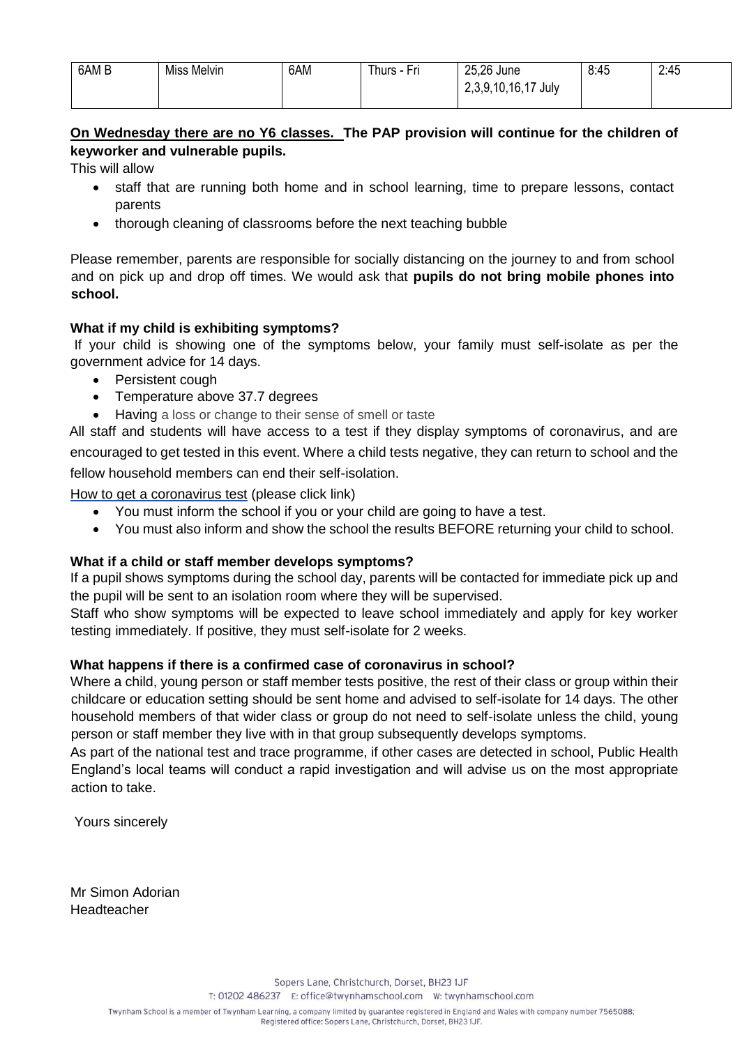| | | | | | | |
|---|---|---|---|---|---|---|
| 6AM B | Miss Melvin | 6AM | Thurs - Fri | 25,26 June<br>2,3,9,10,16,17 July | 8:45 | 2:45 |

**On Wednesday there are no Y6 classes. The PAP provision will continue for the children of keyworker and vulnerable pupils.**

This will allow

- staff that are running both home and in school learning, time to prepare lessons, contact parents
- thorough cleaning of classrooms before the next teaching bubble

Please remember, parents are responsible for socially distancing on the journey to and from school and on pick up and drop off times. We would ask that **pupils do not bring mobile phones into school.**

**What if my child is exhibiting symptoms?**

If your child is showing one of the symptoms below, your family must self-isolate as per the government advice for 14 days.

- Persistent cough
- Temperature above 37.7 degrees
- Having a loss or change to their sense of smell or taste

All staff and students will have access to a test if they display symptoms of coronavirus, and are encouraged to get tested in this event. Where a child tests negative, they can return to school and the fellow household members can end their self-isolation.

How to get a coronavirus test (please click link)

- You must inform the school if you or your child are going to have a test.
- You must also inform and show the school the results BEFORE returning your child to school.

**What if a child or staff member develops symptoms?**

If a pupil shows symptoms during the school day, parents will be contacted for immediate pick up and the pupil will be sent to an isolation room where they will be supervised.

Staff who show symptoms will be expected to leave school immediately and apply for key worker testing immediately. If positive, they must self-isolate for 2 weeks.

**What happens if there is a confirmed case of coronavirus in school?**

Where a child, young person or staff member tests positive, the rest of their class or group within their childcare or education setting should be sent home and advised to self-isolate for 14 days. The other household members of that wider class or group do not need to self-isolate unless the child, young person or staff member they live with in that group subsequently develops symptoms.

As part of the national test and trace programme, if other cases are detected in school, Public Health England's local teams will conduct a rapid investigation and will advise us on the most appropriate action to take.

Yours sincerely

Mr Simon Adorian
Headteacher

Sopers Lane, Christchurch, Dorset, BH23 1JF
T: 01202 486237 E: office@twynhamschool.com W: twynhamschool.com

Twynham School is a member of Twynham Learning, a company limited by guarantee registered in England and Wales with company number 7565088; Registered office: Sopers Lane, Christchurch, Dorset, BH23 1JF.